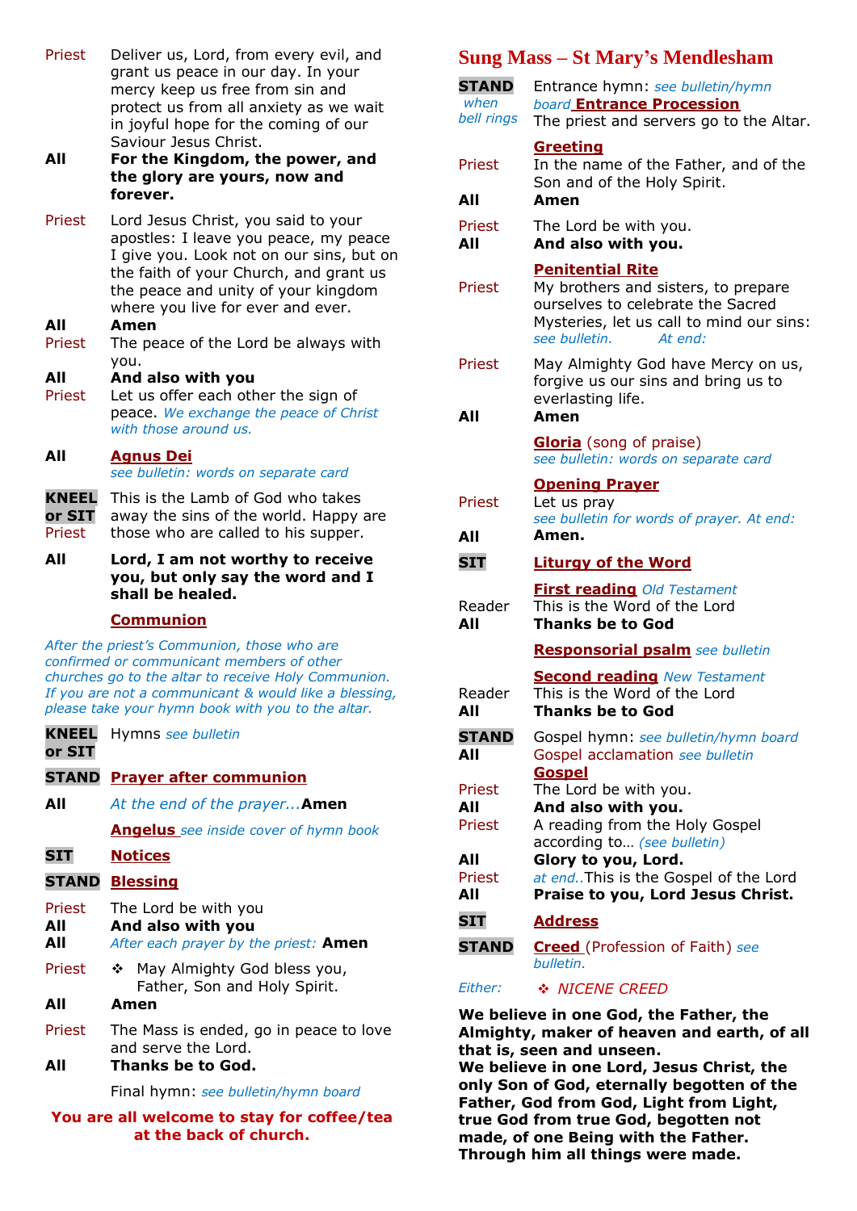Priest Deliver us, Lord, from every evil, and grant us peace in our day. In your mercy keep us free from sin and protect us from all anxiety as we wait in joyful hope for the coming of our Saviour Jesus Christ.

**All** **For the Kingdom, the power, and the glory are yours, now and forever.**

Priest Lord Jesus Christ, you said to your apostles: I leave you peace, my peace I give you. Look not on our sins, but on the faith of your Church, and grant us the peace and unity of your kingdom where you live for ever and ever.

**All** **Amen**

Priest The peace of the Lord be always with you.

**All** **And also with you**

Priest Let us offer each other the sign of peace. *We exchange the peace of Christ with those around us.*

**All** **Agnus Dei**
*see bulletin: words on separate card*

**KNEEL or SIT**
Priest This is the Lamb of God who takes away the sins of the world. Happy are those who are called to his supper.

**All** **Lord, I am not worthy to receive you, but only say the word and I shall be healed.**

**Communion**

*After the priest's Communion, those who are confirmed or communicant members of other churches go to the altar to receive Holy Communion. If you are not a communicant & would like a blessing, please take your hymn book with you to the altar.*

**KNEEL or SIT** Hymns *see bulletin*

**STAND** **Prayer after communion**

**All** *At the end of the prayer...***Amen**

**Angelus** *see inside cover of hymn book*

**SIT** **Notices**

**STAND** **Blessing**

Priest The Lord be with you

**All** **And also with you**

**All** *After each prayer by the priest:* **Amen**

Priest ❖ May Almighty God bless you, Father, Son and Holy Spirit.

**All** **Amen**

Priest The Mass is ended, go in peace to love and serve the Lord.

**All** **Thanks be to God.**

Final hymn: *see bulletin/hymn board*

**You are all welcome to stay for coffee/tea at the back of church.**

# Sung Mass – St Mary's Mendlesham

**STAND** *when bell rings* Entrance hymn: *see bulletin/hymn board* **Entrance Procession**
The priest and servers go to the Altar.

**Greeting**

Priest In the name of the Father, and of the Son and of the Holy Spirit.

**All** **Amen**

Priest The Lord be with you.

**All** **And also with you.**

**Penitential Rite**

Priest My brothers and sisters, to prepare ourselves to celebrate the Sacred Mysteries, let us call to mind our sins: *see bulletin. At end:*

Priest May Almighty God have Mercy on us, forgive us our sins and bring us to everlasting life.

**All** **Amen**

**Gloria** (song of praise)
*see bulletin: words on separate card*

**Opening Prayer**

Priest Let us pray
*see bulletin for words of prayer. At end:*

**All** **Amen.**

**SIT** **Liturgy of the Word**

**First reading** *Old Testament*

Reader This is the Word of the Lord

**All** **Thanks be to God**

**Responsorial psalm** *see bulletin*

**Second reading** *New Testament*

Reader This is the Word of the Lord

**All** **Thanks be to God**

**STAND** Gospel hymn: *see bulletin/hymn board*

**All** Gospel acclamation *see bulletin*

**Gospel**

Priest The Lord be with you.

**All** **And also with you.**

Priest A reading from the Holy Gospel according to… *(see bulletin)*

**All** **Glory to you, Lord.**

Priest *at end..*This is the Gospel of the Lord

**All** **Praise to you, Lord Jesus Christ.**

**SIT** **Address**

**STAND** **Creed** (Profession of Faith) *see bulletin.*

*Either:* ❖ *NICENE CREED*

**We believe in one God, the Father, the Almighty, maker of heaven and earth, of all that is, seen and unseen.**
**We believe in one Lord, Jesus Christ, the only Son of God, eternally begotten of the Father, God from God, Light from Light, true God from true God, begotten not made, of one Being with the Father. Through him all things were made.**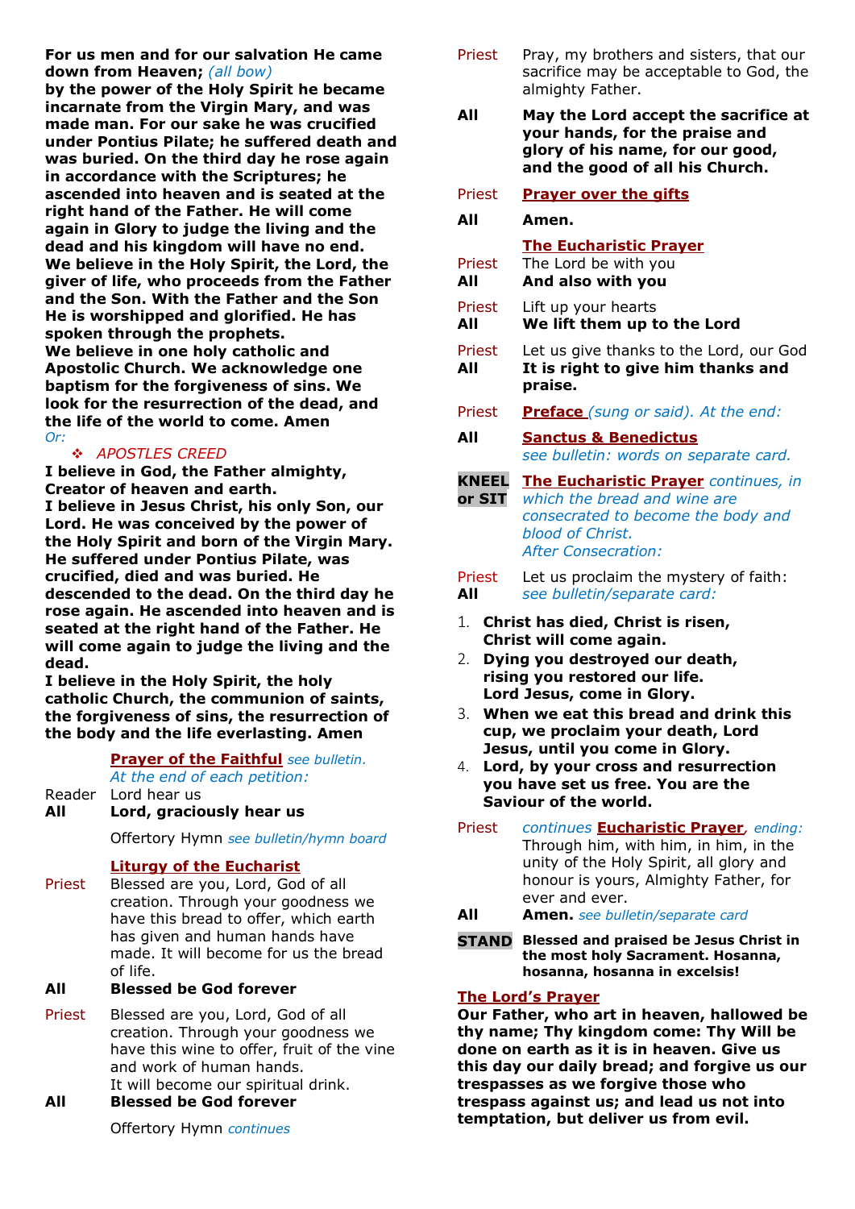**For us men and for our salvation He came down from Heaven;** *(all bow)*
**by the power of the Holy Spirit he became incarnate from the Virgin Mary, and was made man. For our sake he was crucified under Pontius Pilate; he suffered death and was buried. On the third day he rose again in accordance with the Scriptures; he ascended into heaven and is seated at the right hand of the Father. He will come again in Glory to judge the living and the dead and his kingdom will have no end. We believe in the Holy Spirit, the Lord, the giver of life, who proceeds from the Father and the Son. With the Father and the Son He is worshipped and glorified. He has spoken through the prophets.**
**We believe in one holy catholic and Apostolic Church. We acknowledge one baptism for the forgiveness of sins. We look for the resurrection of the dead, and the life of the world to come. Amen**
*Or:*

❖ *APOSTLES CREED*

**I believe in God, the Father almighty, Creator of heaven and earth.**
**I believe in Jesus Christ, his only Son, our Lord. He was conceived by the power of the Holy Spirit and born of the Virgin Mary. He suffered under Pontius Pilate, was crucified, died and was buried. He descended to the dead. On the third day he rose again. He ascended into heaven and is seated at the right hand of the Father. He will come again to judge the living and the dead.**
**I believe in the Holy Spirit, the holy catholic Church, the communion of saints, the forgiveness of sins, the resurrection of the body and the life everlasting. Amen**

**Prayer of the Faithful** *see bulletin.*
*At the end of each petition:*

Reader — Lord hear us
**All — Lord, graciously hear us**

Offertory Hymn *see bulletin/hymn board*

**Liturgy of the Eucharist**

Priest — Blessed are you, Lord, God of all creation. Through your goodness we have this bread to offer, which earth has given and human hands have made. It will become for us the bread of life.
**All — Blessed be God forever**

Priest — Blessed are you, Lord, God of all creation. Through your goodness we have this wine to offer, fruit of the vine and work of human hands.
It will become our spiritual drink.
**All — Blessed be God forever**

Offertory Hymn *continues*

Priest — Pray, my brothers and sisters, that our sacrifice may be acceptable to God, the almighty Father.

**All — May the Lord accept the sacrifice at your hands, for the praise and glory of his name, for our good, and the good of all his Church.**

Priest — **Prayer over the gifts**
**All — Amen.**

**The Eucharistic Prayer**

Priest — The Lord be with you
**All — And also with you**

Priest — Lift up your hearts
**All — We lift them up to the Lord**

Priest — Let us give thanks to the Lord, our God
**All — It is right to give him thanks and praise.**

Priest — **Preface** *(sung or said). At the end:*

**All — Sanctus & Benedictus**
*see bulletin: words on separate card.*

**KNEEL or SIT** — **The Eucharistic Prayer** *continues, in which the bread and wine are consecrated to become the body and blood of Christ.*
*After Consecration:*

Priest — Let us proclaim the mystery of faith:
**All** — *see bulletin/separate card:*

1. **Christ has died, Christ is risen, Christ will come again.**
2. **Dying you destroyed our death, rising you restored our life. Lord Jesus, come in Glory.**
3. **When we eat this bread and drink this cup, we proclaim your death, Lord Jesus, until you come in Glory.**
4. **Lord, by your cross and resurrection you have set us free. You are the Saviour of the world.**

Priest — *continues* **Eucharistic Prayer**, *ending:*
Through him, with him, in him, in the unity of the Holy Spirit, all glory and honour is yours, Almighty Father, for ever and ever.
**All — Amen.** *see bulletin/separate card*

**STAND** — **Blessed and praised be Jesus Christ in the most holy Sacrament. Hosanna, hosanna, hosanna in excelsis!**

**The Lord's Prayer**

**Our Father, who art in heaven, hallowed be thy name; Thy kingdom come: Thy Will be done on earth as it is in heaven. Give us this day our daily bread; and forgive us our trespasses as we forgive those who trespass against us; and lead us not into temptation, but deliver us from evil.**